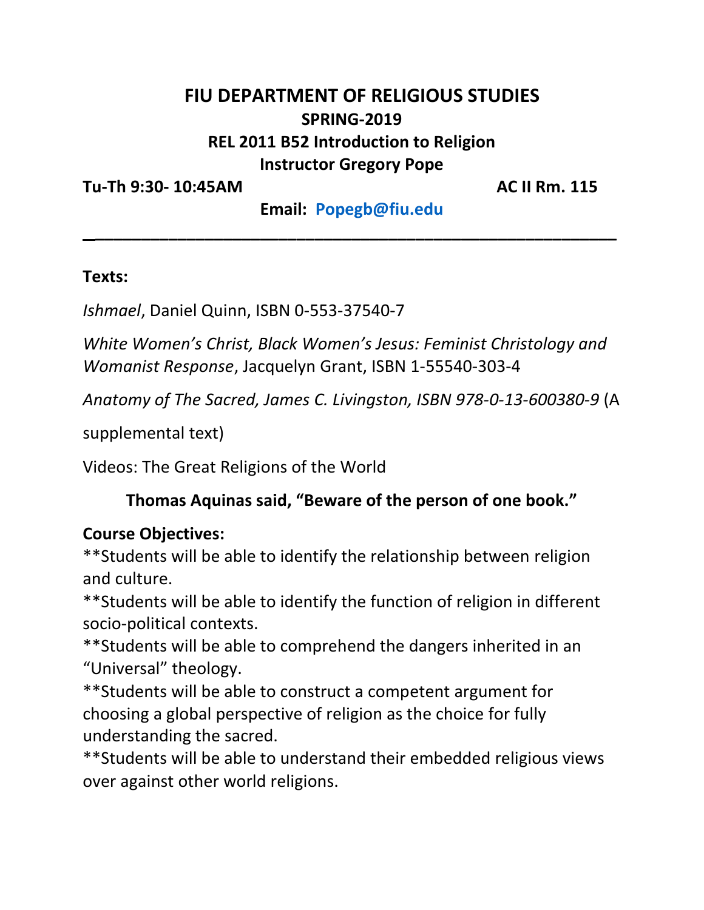# FIU DEPARTMENT OF RELIGIOUS STUDIES

## SPRING-2019

## REL 2011 B52 Introduction to Religion

## Instructor Gregory Pope

**Tu-Th 9:30- 10:45AM** **AC II Rm. 115**

**Email: Popegb@fiu.edu**

---

**Texts:**

*Ishmael*, Daniel Quinn, ISBN 0-553-37540-7

*White Women's Christ, Black Women's Jesus: Feminist Christology and Womanist Response*, Jacquelyn Grant, ISBN 1-55540-303-4

*Anatomy of The Sacred, James C. Livingston, ISBN 978-0-13-600380-9* (A supplemental text)

Videos: The Great Religions of the World

**Thomas Aquinas said, "Beware of the person of one book."**

**Course Objectives:**

**Students will be able to identify the relationship between religion and culture.

**Students will be able to identify the function of religion in different socio-political contexts.

**Students will be able to comprehend the dangers inherited in an "Universal" theology.

**Students will be able to construct a competent argument for choosing a global perspective of religion as the choice for fully understanding the sacred.

**Students will be able to understand their embedded religious views over against other world religions.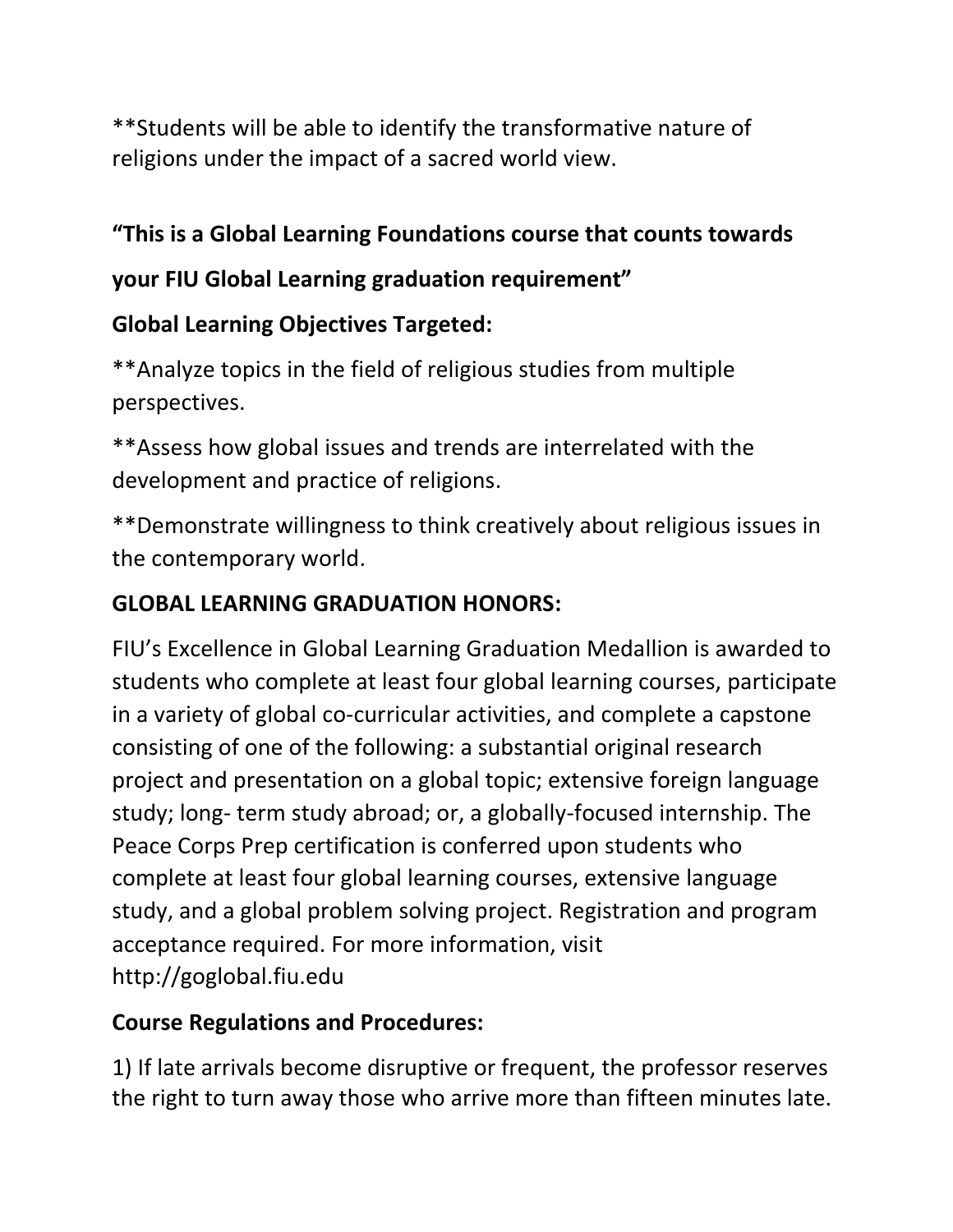**Students will be able to identify the transformative nature of religions under the impact of a sacred world view.

**"This is a Global Learning Foundations course that counts towards your FIU Global Learning graduation requirement"**

**Global Learning Objectives Targeted:**

**Analyze topics in the field of religious studies from multiple perspectives.

**Assess how global issues and trends are interrelated with the development and practice of religions.

**Demonstrate willingness to think creatively about religious issues in the contemporary world.

**GLOBAL LEARNING GRADUATION HONORS:**

FIU's Excellence in Global Learning Graduation Medallion is awarded to students who complete at least four global learning courses, participate in a variety of global co-curricular activities, and complete a capstone consisting of one of the following: a substantial original research project and presentation on a global topic; extensive foreign language study; long- term study abroad; or, a globally-focused internship. The Peace Corps Prep certification is conferred upon students who complete at least four global learning courses, extensive language study, and a global problem solving project. Registration and program acceptance required. For more information, visit http://goglobal.fiu.edu

**Course Regulations and Procedures:**

1) If late arrivals become disruptive or frequent, the professor reserves the right to turn away those who arrive more than fifteen minutes late.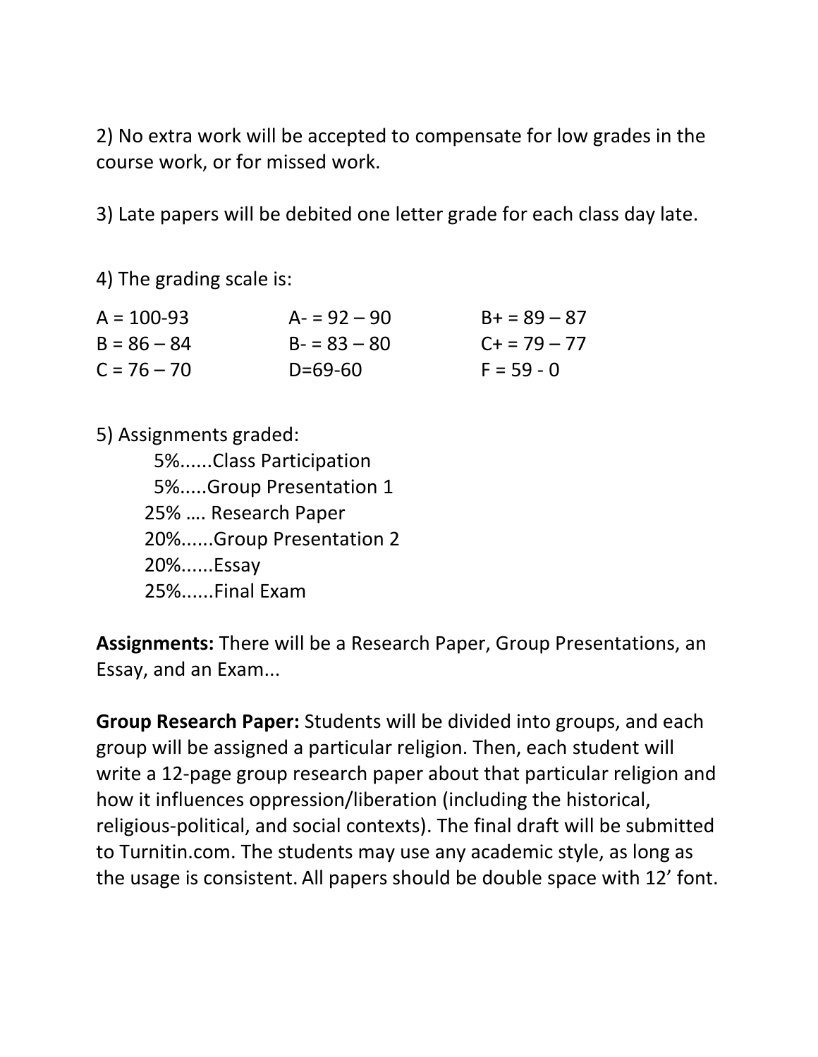2) No extra work will be accepted to compensate for low grades in the course work, or for missed work.

3) Late papers will be debited one letter grade for each class day late.

4) The grading scale is:

| | | |
|---|---|---|
| A = 100-93 | A- = 92 – 90 | B+ = 89 – 87 |
| B = 86 – 84 | B- = 83 – 80 | C+ = 79 – 77 |
| C = 76 – 70 | D=69-60 | F = 59 - 0 |

5) Assignments graded:

5%......Class Participation
5%.....Group Presentation 1
25% …. Research Paper
20%......Group Presentation 2
20%......Essay
25%......Final Exam

**Assignments:** There will be a Research Paper, Group Presentations, an Essay, and an Exam...

**Group Research Paper:** Students will be divided into groups, and each group will be assigned a particular religion. Then, each student will write a 12-page group research paper about that particular religion and how it influences oppression/liberation (including the historical, religious-political, and social contexts). The final draft will be submitted to Turnitin.com. The students may use any academic style, as long as the usage is consistent. All papers should be double space with 12' font.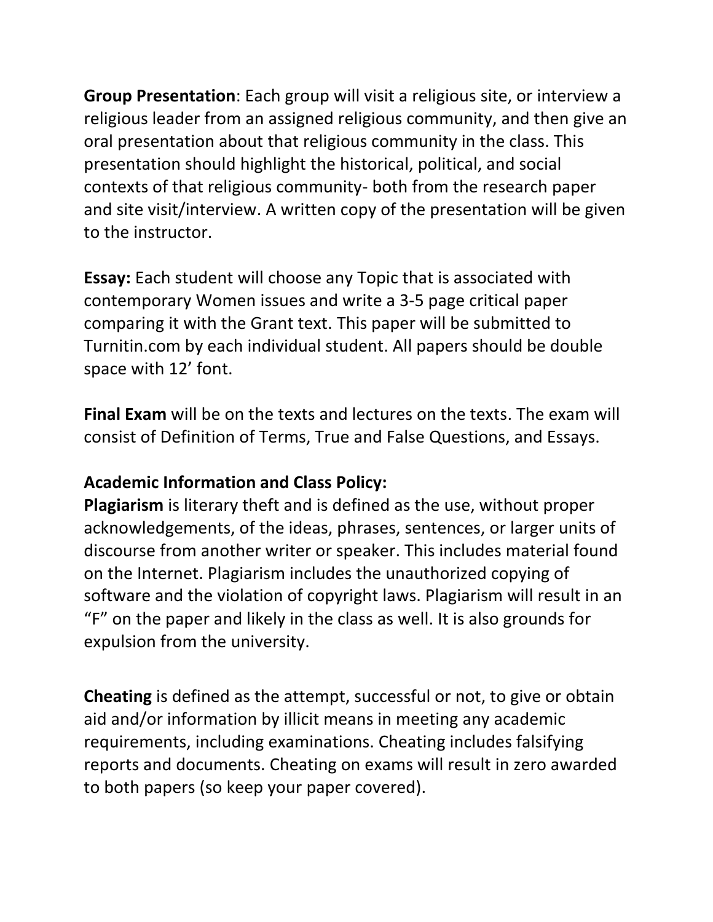**Group Presentation**: Each group will visit a religious site, or interview a religious leader from an assigned religious community, and then give an oral presentation about that religious community in the class. This presentation should highlight the historical, political, and social contexts of that religious community- both from the research paper and site visit/interview. A written copy of the presentation will be given to the instructor.

**Essay:** Each student will choose any Topic that is associated with contemporary Women issues and write a 3-5 page critical paper comparing it with the Grant text. This paper will be submitted to Turnitin.com by each individual student. All papers should be double space with 12' font.

**Final Exam** will be on the texts and lectures on the texts. The exam will consist of Definition of Terms, True and False Questions, and Essays.

**Academic Information and Class Policy:**

**Plagiarism** is literary theft and is defined as the use, without proper acknowledgements, of the ideas, phrases, sentences, or larger units of discourse from another writer or speaker. This includes material found on the Internet. Plagiarism includes the unauthorized copying of software and the violation of copyright laws. Plagiarism will result in an "F" on the paper and likely in the class as well. It is also grounds for expulsion from the university.

**Cheating** is defined as the attempt, successful or not, to give or obtain aid and/or information by illicit means in meeting any academic requirements, including examinations. Cheating includes falsifying reports and documents. Cheating on exams will result in zero awarded to both papers (so keep your paper covered).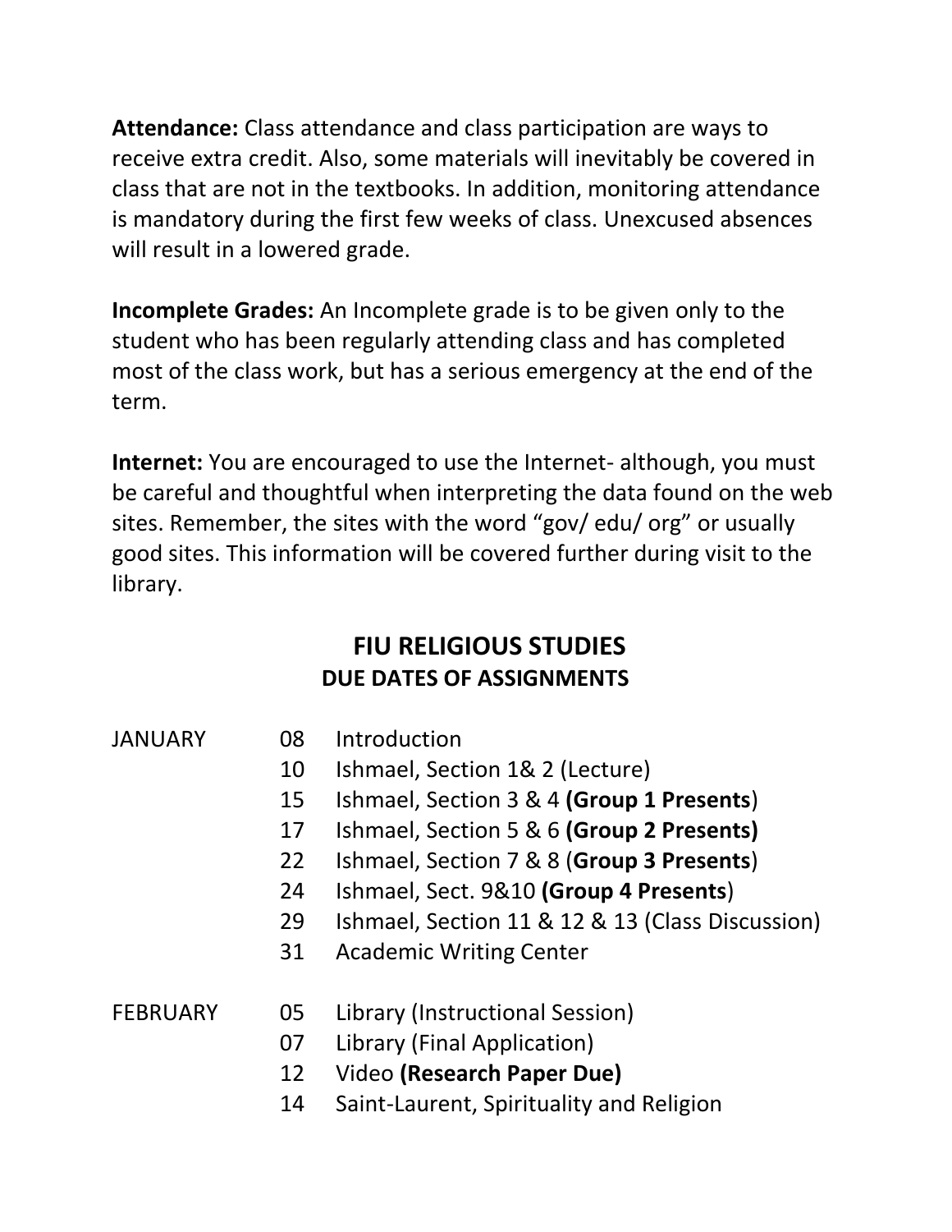**Attendance:** Class attendance and class participation are ways to receive extra credit. Also, some materials will inevitably be covered in class that are not in the textbooks. In addition, monitoring attendance is mandatory during the first few weeks of class. Unexcused absences will result in a lowered grade.

**Incomplete Grades:** An Incomplete grade is to be given only to the student who has been regularly attending class and has completed most of the class work, but has a serious emergency at the end of the term.

**Internet:** You are encouraged to use the Internet- although, you must be careful and thoughtful when interpreting the data found on the web sites. Remember, the sites with the word "gov/ edu/ org" or usually good sites. This information will be covered further during visit to the library.

## FIU RELIGIOUS STUDIES
### DUE DATES OF ASSIGNMENTS

| | | |
|---|---|---|
| JANUARY | 08 | Introduction |
| | 10 | Ishmael, Section 1& 2 (Lecture) |
| | 15 | Ishmael, Section 3 & 4 **(Group 1 Presents**) |
| | 17 | Ishmael, Section 5 & 6 **(Group 2 Presents)** |
| | 22 | Ishmael, Section 7 & 8 (**Group 3 Presents**) |
| | 24 | Ishmael, Sect. 9&10 **(Group 4 Presents**) |
| | 29 | Ishmael, Section 11 & 12 & 13 (Class Discussion) |
| | 31 | Academic Writing Center |
| FEBRUARY | 05 | Library (Instructional Session) |
| | 07 | Library (Final Application) |
| | 12 | Video **(Research Paper Due)** |
| | 14 | Saint-Laurent, Spirituality and Religion |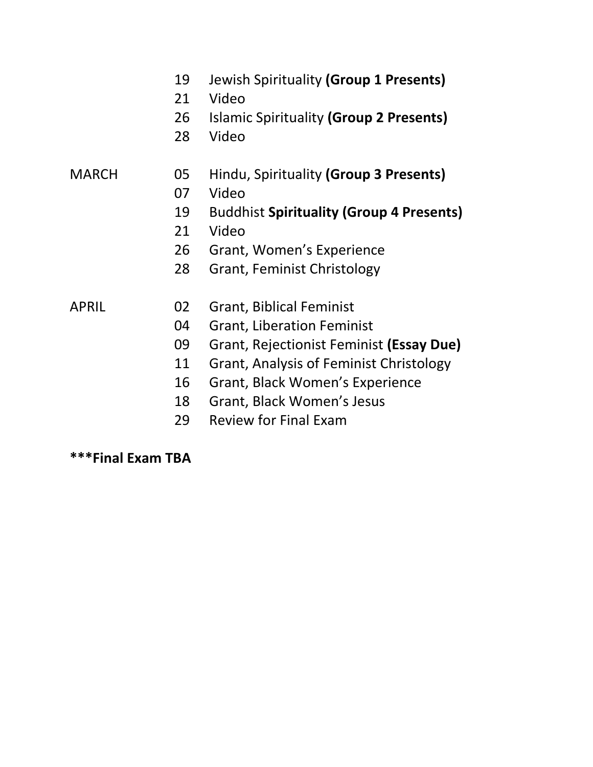| | | |
|---|---|---|
| | 19 | Jewish Spirituality **(Group 1 Presents)** |
| | 21 | Video |
| | 26 | Islamic Spirituality **(Group 2 Presents)** |
| | 28 | Video |
| MARCH | 05 | Hindu, Spirituality **(Group 3 Presents)** |
| | 07 | Video |
| | 19 | Buddhist **Spirituality (Group 4 Presents)** |
| | 21 | Video |
| | 26 | Grant, Women's Experience |
| | 28 | Grant, Feminist Christology |
| APRIL | 02 | Grant, Biblical Feminist |
| | 04 | Grant, Liberation Feminist |
| | 09 | Grant, Rejectionist Feminist **(Essay Due)** |
| | 11 | Grant, Analysis of Feminist Christology |
| | 16 | Grant, Black Women's Experience |
| | 18 | Grant, Black Women's Jesus |
| | 29 | Review for Final Exam |

**\*\*\*Final Exam TBA**